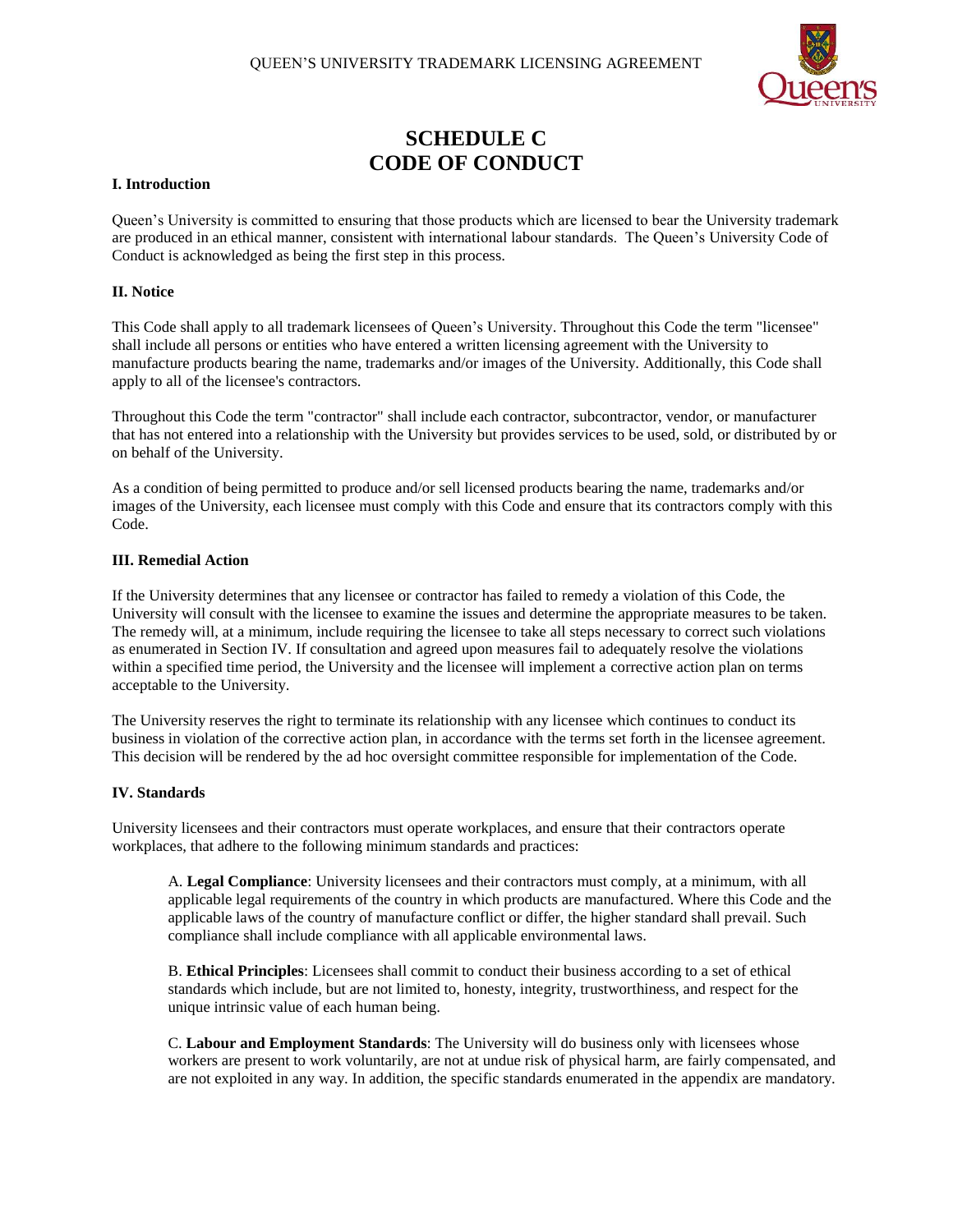# SCHEDULE C
# CODE OF CONDUCT

**I. Introduction**

Queen's University is committed to ensuring that those products which are licensed to bear the University trademark are produced in an ethical manner, consistent with international labour standards. The Queen's University Code of Conduct is acknowledged as being the first step in this process.

**II. Notice**

This Code shall apply to all trademark licensees of Queen's University. Throughout this Code the term "licensee" shall include all persons or entities who have entered a written licensing agreement with the University to manufacture products bearing the name, trademarks and/or images of the University. Additionally, this Code shall apply to all of the licensee's contractors.

Throughout this Code the term "contractor" shall include each contractor, subcontractor, vendor, or manufacturer that has not entered into a relationship with the University but provides services to be used, sold, or distributed by or on behalf of the University.

As a condition of being permitted to produce and/or sell licensed products bearing the name, trademarks and/or images of the University, each licensee must comply with this Code and ensure that its contractors comply with this Code.

**III. Remedial Action**

If the University determines that any licensee or contractor has failed to remedy a violation of this Code, the University will consult with the licensee to examine the issues and determine the appropriate measures to be taken. The remedy will, at a minimum, include requiring the licensee to take all steps necessary to correct such violations as enumerated in Section IV. If consultation and agreed upon measures fail to adequately resolve the violations within a specified time period, the University and the licensee will implement a corrective action plan on terms acceptable to the University.

The University reserves the right to terminate its relationship with any licensee which continues to conduct its business in violation of the corrective action plan, in accordance with the terms set forth in the licensee agreement. This decision will be rendered by the ad hoc oversight committee responsible for implementation of the Code.

**IV. Standards**

University licensees and their contractors must operate workplaces, and ensure that their contractors operate workplaces, that adhere to the following minimum standards and practices:

A. **Legal Compliance**: University licensees and their contractors must comply, at a minimum, with all applicable legal requirements of the country in which products are manufactured. Where this Code and the applicable laws of the country of manufacture conflict or differ, the higher standard shall prevail. Such compliance shall include compliance with all applicable environmental laws.

B. **Ethical Principles**: Licensees shall commit to conduct their business according to a set of ethical standards which include, but are not limited to, honesty, integrity, trustworthiness, and respect for the unique intrinsic value of each human being.

C. **Labour and Employment Standards**: The University will do business only with licensees whose workers are present to work voluntarily, are not at undue risk of physical harm, are fairly compensated, and are not exploited in any way. In addition, the specific standards enumerated in the appendix are mandatory.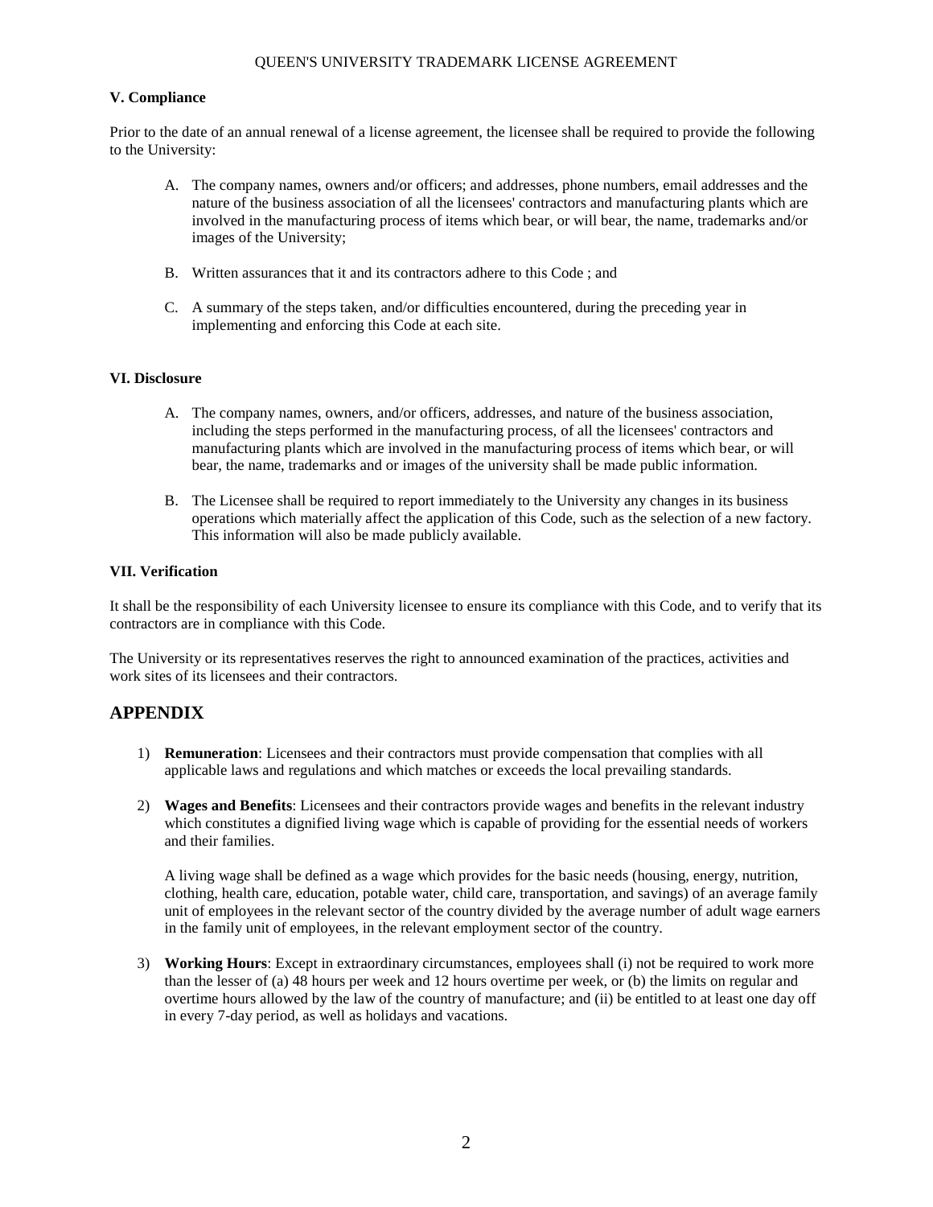### V. Compliance

Prior to the date of an annual renewal of a license agreement, the licensee shall be required to provide the following to the University:

A. The company names, owners and/or officers; and addresses, phone numbers, email addresses and the nature of the business association of all the licensees' contractors and manufacturing plants which are involved in the manufacturing process of items which bear, or will bear, the name, trademarks and/or images of the University;

B. Written assurances that it and its contractors adhere to this Code ; and

C. A summary of the steps taken, and/or difficulties encountered, during the preceding year in implementing and enforcing this Code at each site.

### VI. Disclosure

A. The company names, owners, and/or officers, addresses, and nature of the business association, including the steps performed in the manufacturing process, of all the licensees' contractors and manufacturing plants which are involved in the manufacturing process of items which bear, or will bear, the name, trademarks and or images of the university shall be made public information.

B. The Licensee shall be required to report immediately to the University any changes in its business operations which materially affect the application of this Code, such as the selection of a new factory. This information will also be made publicly available.

### VII. Verification

It shall be the responsibility of each University licensee to ensure its compliance with this Code, and to verify that its contractors are in compliance with this Code.

The University or its representatives reserves the right to announced examination of the practices, activities and work sites of its licensees and their contractors.

## APPENDIX

1) **Remuneration**: Licensees and their contractors must provide compensation that complies with all applicable laws and regulations and which matches or exceeds the local prevailing standards.

2) **Wages and Benefits**: Licensees and their contractors provide wages and benefits in the relevant industry which constitutes a dignified living wage which is capable of providing for the essential needs of workers and their families.

   A living wage shall be defined as a wage which provides for the basic needs (housing, energy, nutrition, clothing, health care, education, potable water, child care, transportation, and savings) of an average family unit of employees in the relevant sector of the country divided by the average number of adult wage earners in the family unit of employees, in the relevant employment sector of the country.

3) **Working Hours**: Except in extraordinary circumstances, employees shall (i) not be required to work more than the lesser of (a) 48 hours per week and 12 hours overtime per week, or (b) the limits on regular and overtime hours allowed by the law of the country of manufacture; and (ii) be entitled to at least one day off in every 7-day period, as well as holidays and vacations.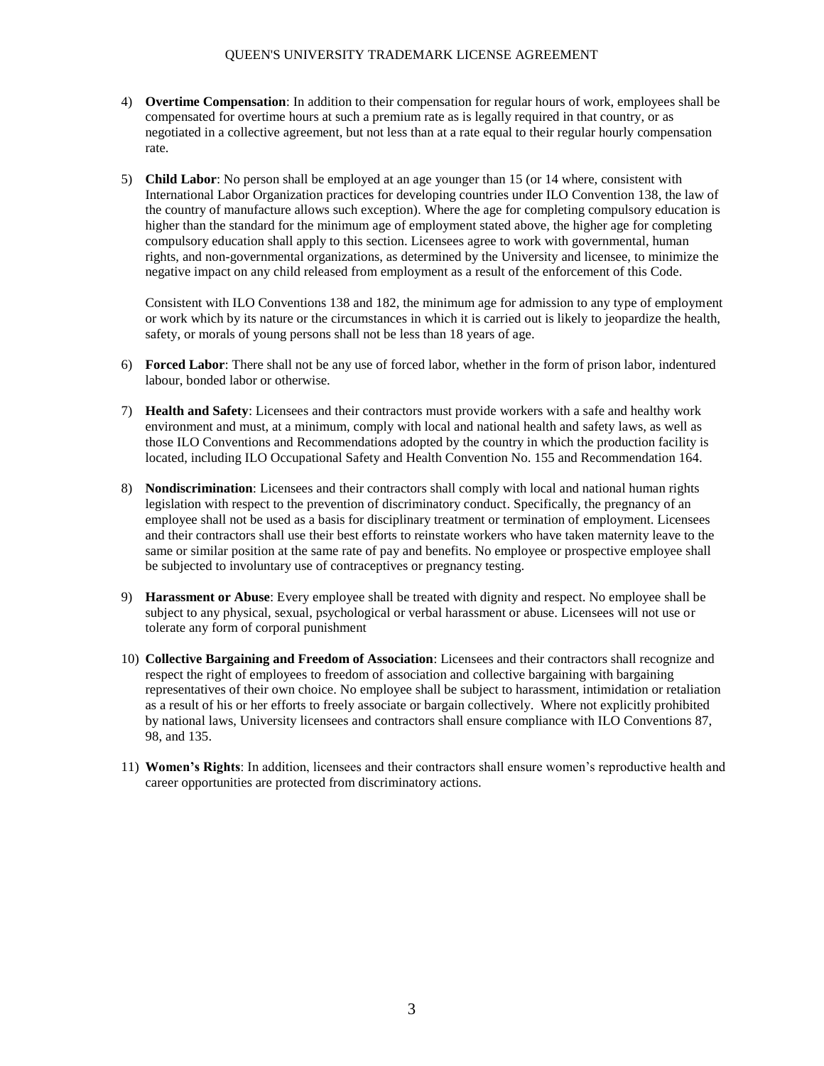4) **Overtime Compensation**: In addition to their compensation for regular hours of work, employees shall be compensated for overtime hours at such a premium rate as is legally required in that country, or as negotiated in a collective agreement, but not less than at a rate equal to their regular hourly compensation rate.

5) **Child Labor**: No person shall be employed at an age younger than 15 (or 14 where, consistent with International Labor Organization practices for developing countries under ILO Convention 138, the law of the country of manufacture allows such exception). Where the age for completing compulsory education is higher than the standard for the minimum age of employment stated above, the higher age for completing compulsory education shall apply to this section. Licensees agree to work with governmental, human rights, and non-governmental organizations, as determined by the University and licensee, to minimize the negative impact on any child released from employment as a result of the enforcement of this Code.

   Consistent with ILO Conventions 138 and 182, the minimum age for admission to any type of employment or work which by its nature or the circumstances in which it is carried out is likely to jeopardize the health, safety, or morals of young persons shall not be less than 18 years of age.

6) **Forced Labor**: There shall not be any use of forced labor, whether in the form of prison labor, indentured labour, bonded labor or otherwise.

7) **Health and Safety**: Licensees and their contractors must provide workers with a safe and healthy work environment and must, at a minimum, comply with local and national health and safety laws, as well as those ILO Conventions and Recommendations adopted by the country in which the production facility is located, including ILO Occupational Safety and Health Convention No. 155 and Recommendation 164.

8) **Nondiscrimination**: Licensees and their contractors shall comply with local and national human rights legislation with respect to the prevention of discriminatory conduct. Specifically, the pregnancy of an employee shall not be used as a basis for disciplinary treatment or termination of employment. Licensees and their contractors shall use their best efforts to reinstate workers who have taken maternity leave to the same or similar position at the same rate of pay and benefits. No employee or prospective employee shall be subjected to involuntary use of contraceptives or pregnancy testing.

9) **Harassment or Abuse**: Every employee shall be treated with dignity and respect. No employee shall be subject to any physical, sexual, psychological or verbal harassment or abuse. Licensees will not use or tolerate any form of corporal punishment

10) **Collective Bargaining and Freedom of Association**: Licensees and their contractors shall recognize and respect the right of employees to freedom of association and collective bargaining with bargaining representatives of their own choice. No employee shall be subject to harassment, intimidation or retaliation as a result of his or her efforts to freely associate or bargain collectively. Where not explicitly prohibited by national laws, University licensees and contractors shall ensure compliance with ILO Conventions 87, 98, and 135.

11) **Women's Rights**: In addition, licensees and their contractors shall ensure women's reproductive health and career opportunities are protected from discriminatory actions.